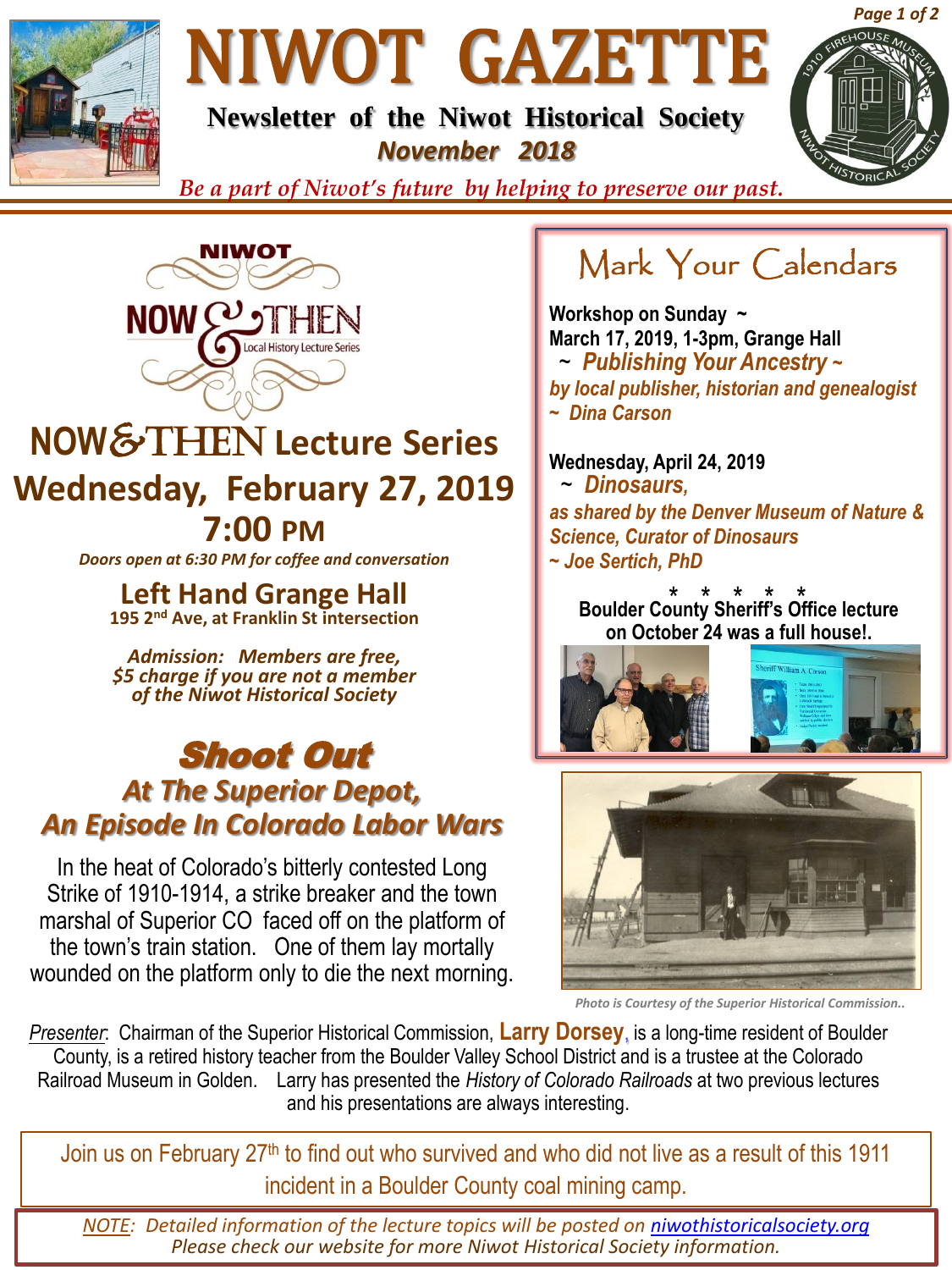# NIWOT GAZETTE

**Newsletter of the Niwot Historical Society**

***November 2018***

*Be a part of Niwot's future by helping to preserve our past.*

NIWOT NOW & THEN Local History Lecture Series

## NOW & THEN Lecture Series

## Wednesday, February 27, 2019

## 7:00 PM

*Doors open at 6:30 PM for coffee and conversation*

**Left Hand Grange Hall**

**195 2nd Ave, at Franklin St intersection**

*Admission: Members are free, $5 charge if you are not a member of the Niwot Historical Society*

## *Shoot Out*

### *At The Superior Depot, An Episode In Colorado Labor Wars*

In the heat of Colorado's bitterly contested Long Strike of 1910-1914, a strike breaker and the town marshal of Superior CO faced off on the platform of the town's train station. One of them lay mortally wounded on the platform only to die the next morning.

*Photo is Courtesy of the Superior Historical Commission..*

*Presenter*: Chairman of the Superior Historical Commission, **Larry Dorsey**, is a long-time resident of Boulder County, is a retired history teacher from the Boulder Valley School District and is a trustee at the Colorado Railroad Museum in Golden. Larry has presented the *History of Colorado Railroads* at two previous lectures and his presentations are always interesting.

Join us on February 27th to find out who survived and who did not live as a result of this 1911 incident in a Boulder County coal mining camp.

## Mark Your Calendars

**Workshop on Sunday ~ March 17, 2019, 1-3pm, Grange Hall**
***~ Publishing Your Ancestry ~***
***by local publisher, historian and genealogist ~ Dina Carson***

**Wednesday, April 24, 2019**
***~ Dinosaurs,***
***as shared by the Denver Museum of Nature & Science, Curator of Dinosaurs ~ Joe Sertich, PhD***

\* \* \* \* \*

**Boulder County Sheriff's Office lecture on October 24 was a full house!.**

*NOTE: Detailed information of the lecture topics will be posted on niwothistoricalsociety.org Please check our website for more Niwot Historical Society information.*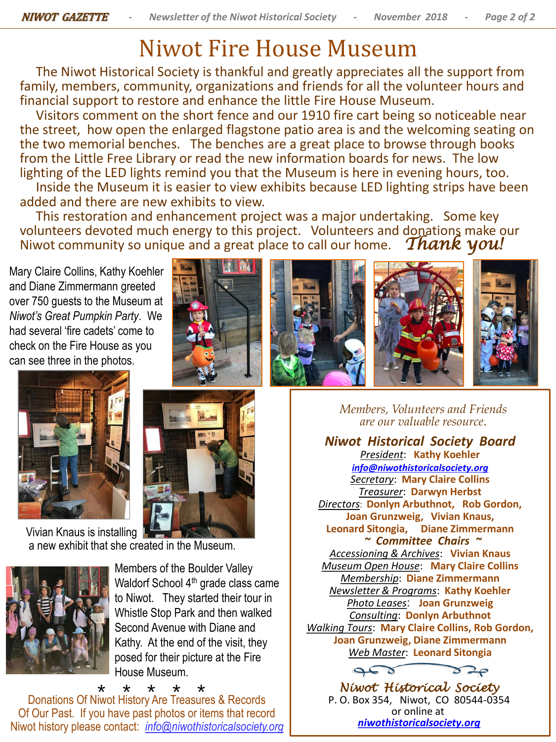# Niwot Fire House Museum

The Niwot Historical Society is thankful and greatly appreciates all the support from family, members, community, organizations and friends for all the volunteer hours and financial support to restore and enhance the little Fire House Museum.

Visitors comment on the short fence and our 1910 fire cart being so noticeable near the street, how open the enlarged flagstone patio area is and the welcoming seating on the two memorial benches. The benches are a great place to browse through books from the Little Free Library or read the new information boards for news. The low lighting of the LED lights remind you that the Museum is here in evening hours, too.

Inside the Museum it is easier to view exhibits because LED lighting strips have been added and there are new exhibits to view.

This restoration and enhancement project was a major undertaking. Some key volunteers devoted much energy to this project. Volunteers and donations make our Niwot community so unique and a great place to call our home. ***Thank you!***

Mary Claire Collins, Kathy Koehler and Diane Zimmermann greeted over 750 guests to the Museum at *Niwot's Great Pumpkin Party*. We had several 'fire cadets' come to check on the Fire House as you can see three in the photos.

Vivian Knaus is installing a new exhibit that she created in the Museum.

Members of the Boulder Valley Waldorf School 4th grade class came to Niwot. They started their tour in Whistle Stop Park and then walked Second Avenue with Diane and Kathy. At the end of the visit, they posed for their picture at the Fire House Museum.

\* \* \* \* \*

Donations Of Niwot History Are Treasures & Records Of Our Past. If you have past photos or items that record Niwot history please contact: info@niwothistoricalsociety.org

*Members, Volunteers and Friends are our valuable resource.*

### *Niwot Historical Society Board*

President: **Kathy Koehler**
info@niwothistoricalsociety.org
Secretary: **Mary Claire Collins**
Treasurer: **Darwyn Herbst**
Directors: **Donlyn Arbuthnot, Rob Gordon, Joan Grunzweig, Vivian Knaus, Leonard Sitongia, Diane Zimmermann**

***~ Committee Chairs ~***

Accessioning & Archives: **Vivian Knaus**
Museum Open House: **Mary Claire Collins**
Membership: **Diane Zimmermann**
Newsletter & Programs: **Kathy Koehler**
Photo Leases: **Joan Grunzweig**
Consulting: **Donlyn Arbuthnot**
Walking Tours: **Mary Claire Collins, Rob Gordon, Joan Grunzweig, Diane Zimmermann**
Web Master: **Leonard Sitongia**

*Niwot Historical Society*
P. O. Box 354, Niwot, CO 80544-0354
or online at
**niwothistoricalsociety.org**